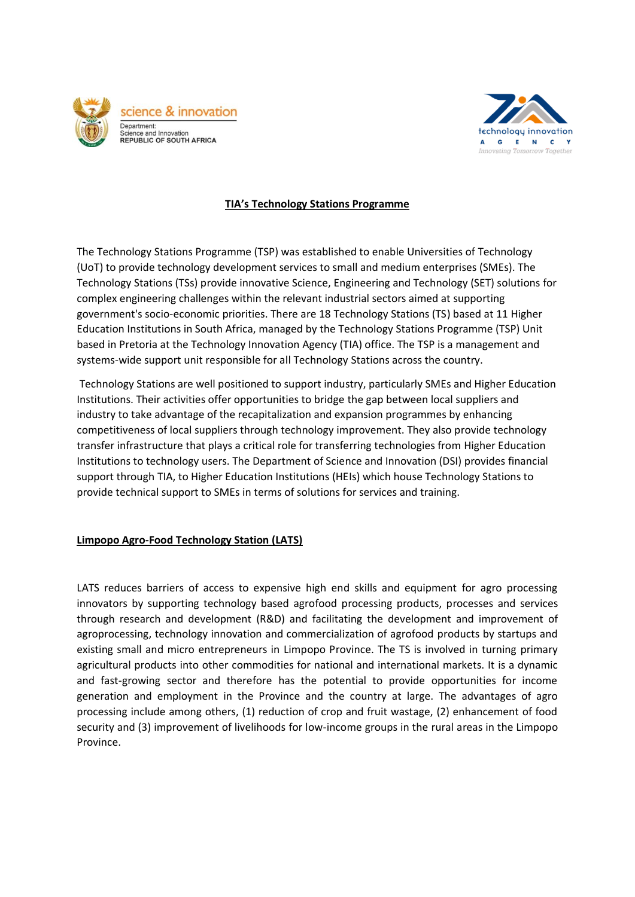## TIA's Technology Stations Programme

The Technology Stations Programme (TSP) was established to enable Universities of Technology (UoT) to provide technology development services to small and medium enterprises (SMEs). The Technology Stations (TSs) provide innovative Science, Engineering and Technology (SET) solutions for complex engineering challenges within the relevant industrial sectors aimed at supporting government's socio-economic priorities. There are 18 Technology Stations (TS) based at 11 Higher Education Institutions in South Africa, managed by the Technology Stations Programme (TSP) Unit based in Pretoria at the Technology Innovation Agency (TIA) office. The TSP is a management and systems-wide support unit responsible for all Technology Stations across the country.

Technology Stations are well positioned to support industry, particularly SMEs and Higher Education Institutions. Their activities offer opportunities to bridge the gap between local suppliers and industry to take advantage of the recapitalization and expansion programmes by enhancing competitiveness of local suppliers through technology improvement. They also provide technology transfer infrastructure that plays a critical role for transferring technologies from Higher Education Institutions to technology users. The Department of Science and Innovation (DSI) provides financial support through TIA, to Higher Education Institutions (HEIs) which house Technology Stations to provide technical support to SMEs in terms of solutions for services and training.

### Limpopo Agro-Food Technology Station (LATS)

LATS reduces barriers of access to expensive high end skills and equipment for agro processing innovators by supporting technology based agrofood processing products, processes and services through research and development (R&D) and facilitating the development and improvement of agroprocessing, technology innovation and commercialization of agrofood products by startups and existing small and micro entrepreneurs in Limpopo Province. The TS is involved in turning primary agricultural products into other commodities for national and international markets. It is a dynamic and fast-growing sector and therefore has the potential to provide opportunities for income generation and employment in the Province and the country at large. The advantages of agro processing include among others, (1) reduction of crop and fruit wastage, (2) enhancement of food security and (3) improvement of livelihoods for low-income groups in the rural areas in the Limpopo Province.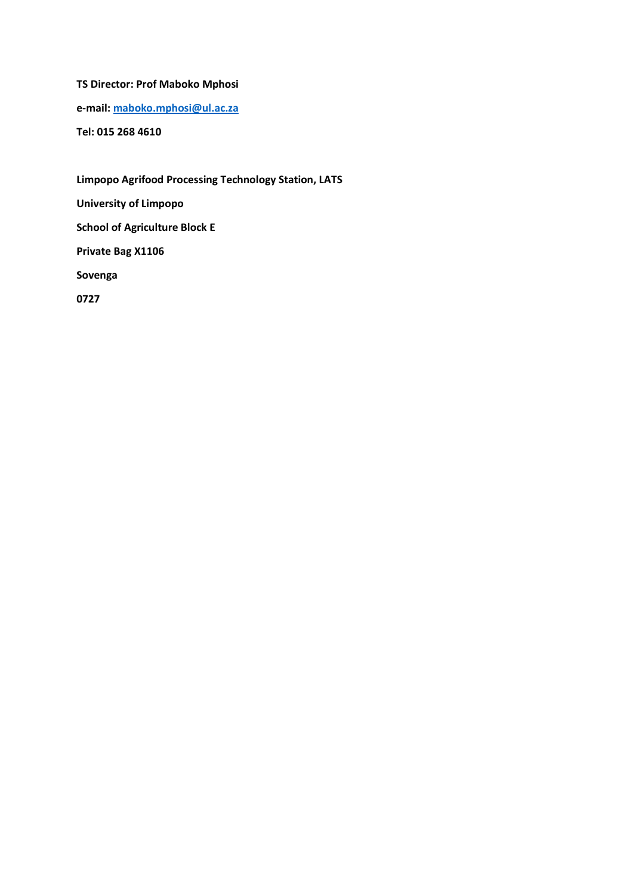**TS Director: Prof Maboko Mphosi**

**e-mail: maboko.mphosi@ul.ac.za**

**Tel: 015 268 4610**

**Limpopo Agrifood Processing Technology Station, LATS**

**University of Limpopo**

**School of Agriculture Block E**

**Private Bag X1106**

**Sovenga**

**0727**